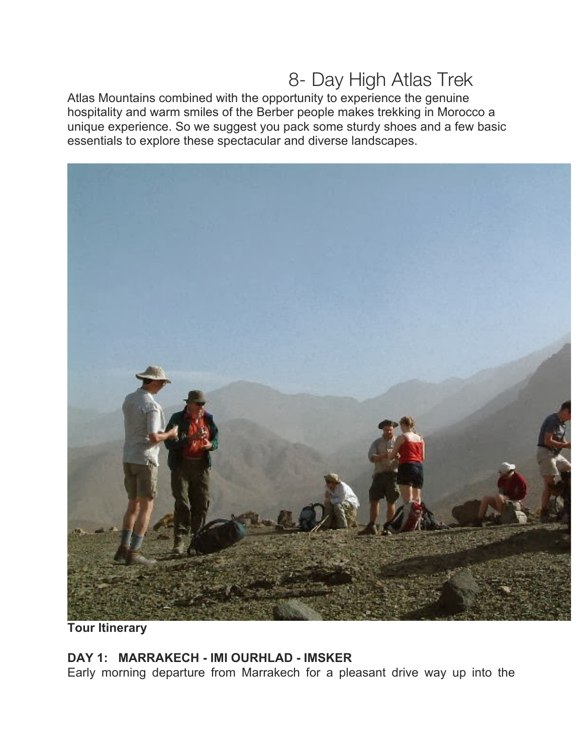# 8- Day High Atlas Trek

Atlas Mountains combined with the opportunity to experience the genuine hospitality and warm smiles of the Berber people makes trekking in Morocco a unique experience. So we suggest you pack some sturdy shoes and a few basic essentials to explore these spectacular and diverse landscapes.

**Tour Itinerary**

**DAY 1: MARRAKECH - IMI OURHLAD - IMSKER**

Early morning departure from Marrakech for a pleasant drive way up into the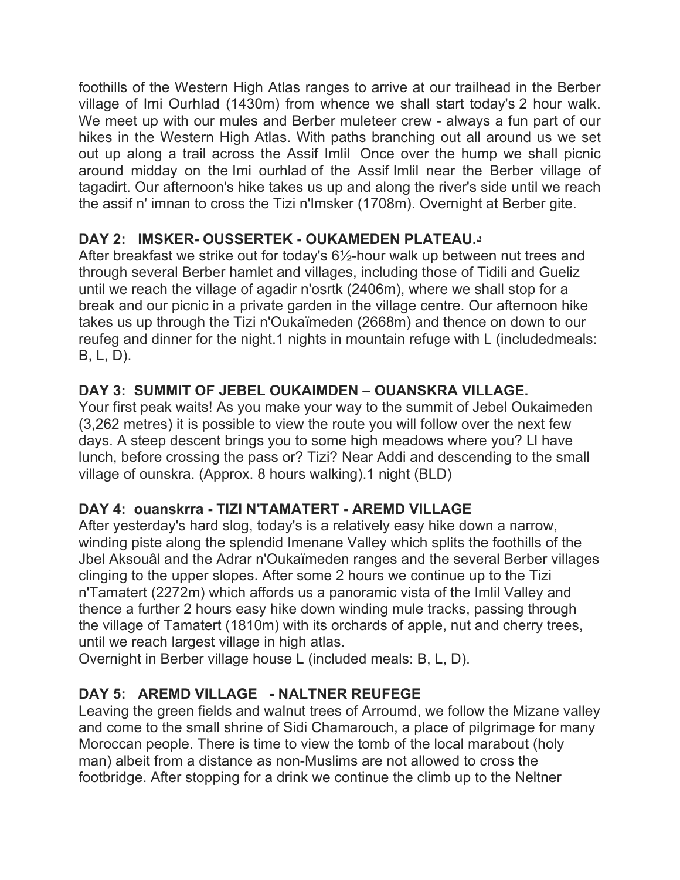foothills of the Western High Atlas ranges to arrive at our trailhead in the Berber village of Imi Ourhlad (1430m) from whence we shall start today's 2 hour walk. We meet up with our mules and Berber muleteer crew - always a fun part of our hikes in the Western High Atlas. With paths branching out all around us we set out up along a trail across the Assif Imlil Once over the hump we shall picnic around midday on the Imi ourhlad of the Assif Imlil near the Berber village of tagadirt. Our afternoon's hike takes us up and along the river's side until we reach the assif n' imnan to cross the Tizi n'Imsker (1708m). Overnight at Berber gite.

## DAY 2: IMSKER- OUSSERTEK - OUKAMEDEN PLATEAU.د

After breakfast we strike out for today's 6½-hour walk up between nut trees and through several Berber hamlet and villages, including those of Tidili and Gueliz until we reach the village of agadir n'osrtk (2406m), where we shall stop for a break and our picnic in a private garden in the village centre. Our afternoon hike takes us up through the Tizi n'Oukaïmeden (2668m) and thence on down to our reufeg and dinner for the night.1 nights in mountain refuge with L (includedmeals: B, L, D).

## DAY 3: SUMMIT OF JEBEL OUKAIMDEN – OUANSKRA VILLAGE.

Your first peak waits! As you make your way to the summit of Jebel Oukaimeden (3,262 metres) it is possible to view the route you will follow over the next few days. A steep descent brings you to some high meadows where you? Ll have lunch, before crossing the pass or? Tizi? Near Addi and descending to the small village of ounskra. (Approx. 8 hours walking).1 night (BLD)

## DAY 4: ouanskrra - TIZI N'TAMATERT - AREMD VILLAGE

After yesterday's hard slog, today's is a relatively easy hike down a narrow, winding piste along the splendid Imenane Valley which splits the foothills of the Jbel Aksouâl and the Adrar n'Oukaïmeden ranges and the several Berber villages clinging to the upper slopes. After some 2 hours we continue up to the Tizi n'Tamatert (2272m) which affords us a panoramic vista of the Imlil Valley and thence a further 2 hours easy hike down winding mule tracks, passing through the village of Tamatert (1810m) with its orchards of apple, nut and cherry trees, until we reach largest village in high atlas.

Overnight in Berber village house L (included meals: B, L, D).

## DAY 5: AREMD VILLAGE - NALTNER REUFEGE

Leaving the green fields and walnut trees of Arroumd, we follow the Mizane valley and come to the small shrine of Sidi Chamarouch, a place of pilgrimage for many Moroccan people. There is time to view the tomb of the local marabout (holy man) albeit from a distance as non-Muslims are not allowed to cross the footbridge. After stopping for a drink we continue the climb up to the Neltner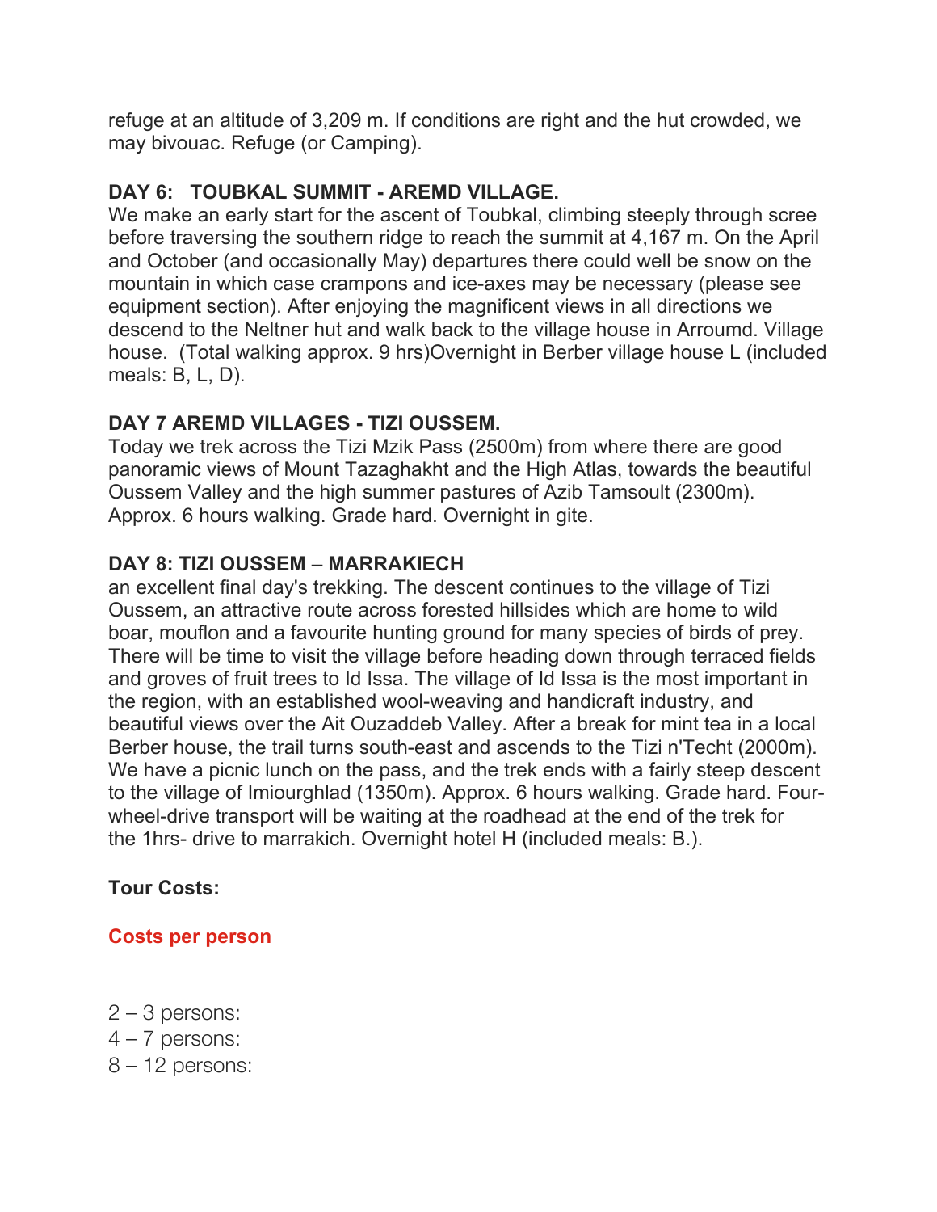refuge at an altitude of 3,209 m. If conditions are right and the hut crowded, we may bivouac. Refuge (or Camping).

### DAY 6: TOUBKAL SUMMIT - AREMD VILLAGE.

We make an early start for the ascent of Toubkal, climbing steeply through scree before traversing the southern ridge to reach the summit at 4,167 m. On the April and October (and occasionally May) departures there could well be snow on the mountain in which case crampons and ice-axes may be necessary (please see equipment section). After enjoying the magnificent views in all directions we descend to the Neltner hut and walk back to the village house in Arroumd. Village house. (Total walking approx. 9 hrs)Overnight in Berber village house L (included meals: B, L, D).

### DAY 7 AREMD VILLAGES - TIZI OUSSEM.

Today we trek across the Tizi Mzik Pass (2500m) from where there are good panoramic views of Mount Tazaghakht and the High Atlas, towards the beautiful Oussem Valley and the high summer pastures of Azib Tamsoult (2300m). Approx. 6 hours walking. Grade hard. Overnight in gite.

### DAY 8: TIZI OUSSEM – MARRAKIECH

an excellent final day's trekking. The descent continues to the village of Tizi Oussem, an attractive route across forested hillsides which are home to wild boar, mouflon and a favourite hunting ground for many species of birds of prey. There will be time to visit the village before heading down through terraced fields and groves of fruit trees to Id Issa. The village of Id Issa is the most important in the region, with an established wool-weaving and handicraft industry, and beautiful views over the Ait Ouzaddeb Valley. After a break for mint tea in a local Berber house, the trail turns south-east and ascends to the Tizi n'Techt (2000m). We have a picnic lunch on the pass, and the trek ends with a fairly steep descent to the village of Imiourghlad (1350m). Approx. 6 hours walking. Grade hard. Four-wheel-drive transport will be waiting at the roadhead at the end of the trek for the 1hrs- drive to marrakich. Overnight hotel H (included meals: B.).

### Tour Costs:

**Costs per person**

2 – 3 persons:
4 – 7 persons:
8 – 12 persons: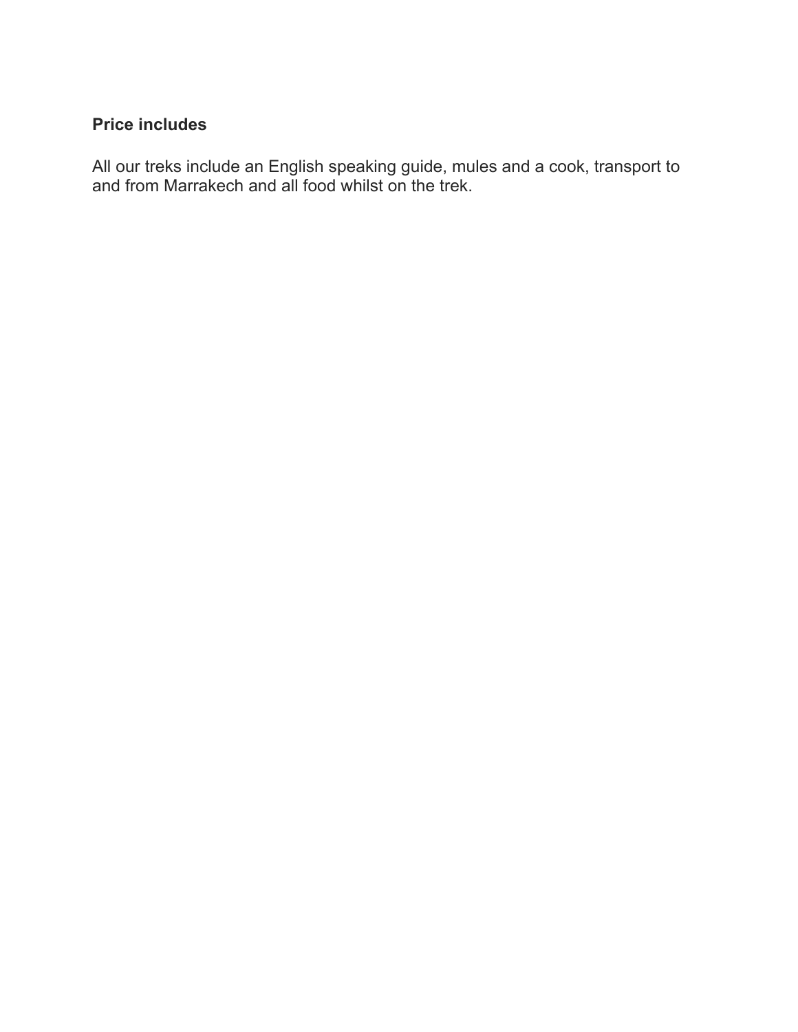**Price includes**

All our treks include an English speaking guide, mules and a cook, transport to and from Marrakech and all food whilst on the trek.